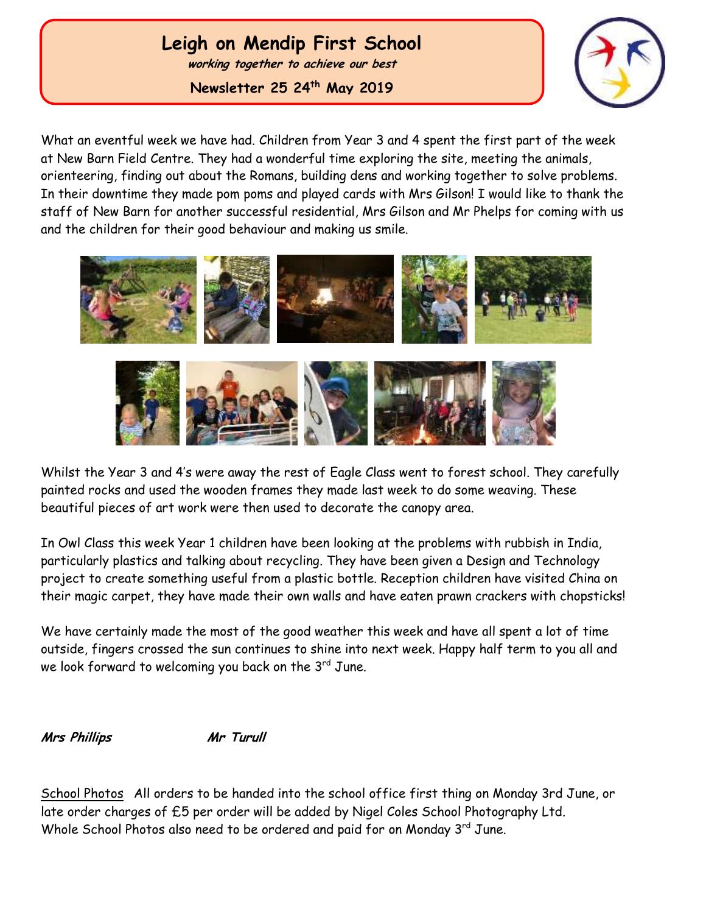# Leigh on Mendip First School

***working together to achieve our best***

**Newsletter 25 24th May 2019**

What an eventful week we have had. Children from Year 3 and 4 spent the first part of the week at New Barn Field Centre. They had a wonderful time exploring the site, meeting the animals, orienteering, finding out about the Romans, building dens and working together to solve problems. In their downtime they made pom poms and played cards with Mrs Gilson! I would like to thank the staff of New Barn for another successful residential, Mrs Gilson and Mr Phelps for coming with us and the children for their good behaviour and making us smile.

Whilst the Year 3 and 4's were away the rest of Eagle Class went to forest school. They carefully painted rocks and used the wooden frames they made last week to do some weaving. These beautiful pieces of art work were then used to decorate the canopy area.

In Owl Class this week Year 1 children have been looking at the problems with rubbish in India, particularly plastics and talking about recycling. They have been given a Design and Technology project to create something useful from a plastic bottle. Reception children have visited China on their magic carpet, they have made their own walls and have eaten prawn crackers with chopsticks!

We have certainly made the most of the good weather this week and have all spent a lot of time outside, fingers crossed the sun continues to shine into next week. Happy half term to you all and we look forward to welcoming you back on the 3rd June.

***Mrs Phillips*** ***Mr Turull***

School Photos All orders to be handed into the school office first thing on Monday 3rd June, or late order charges of £5 per order will be added by Nigel Coles School Photography Ltd. Whole School Photos also need to be ordered and paid for on Monday 3rd June.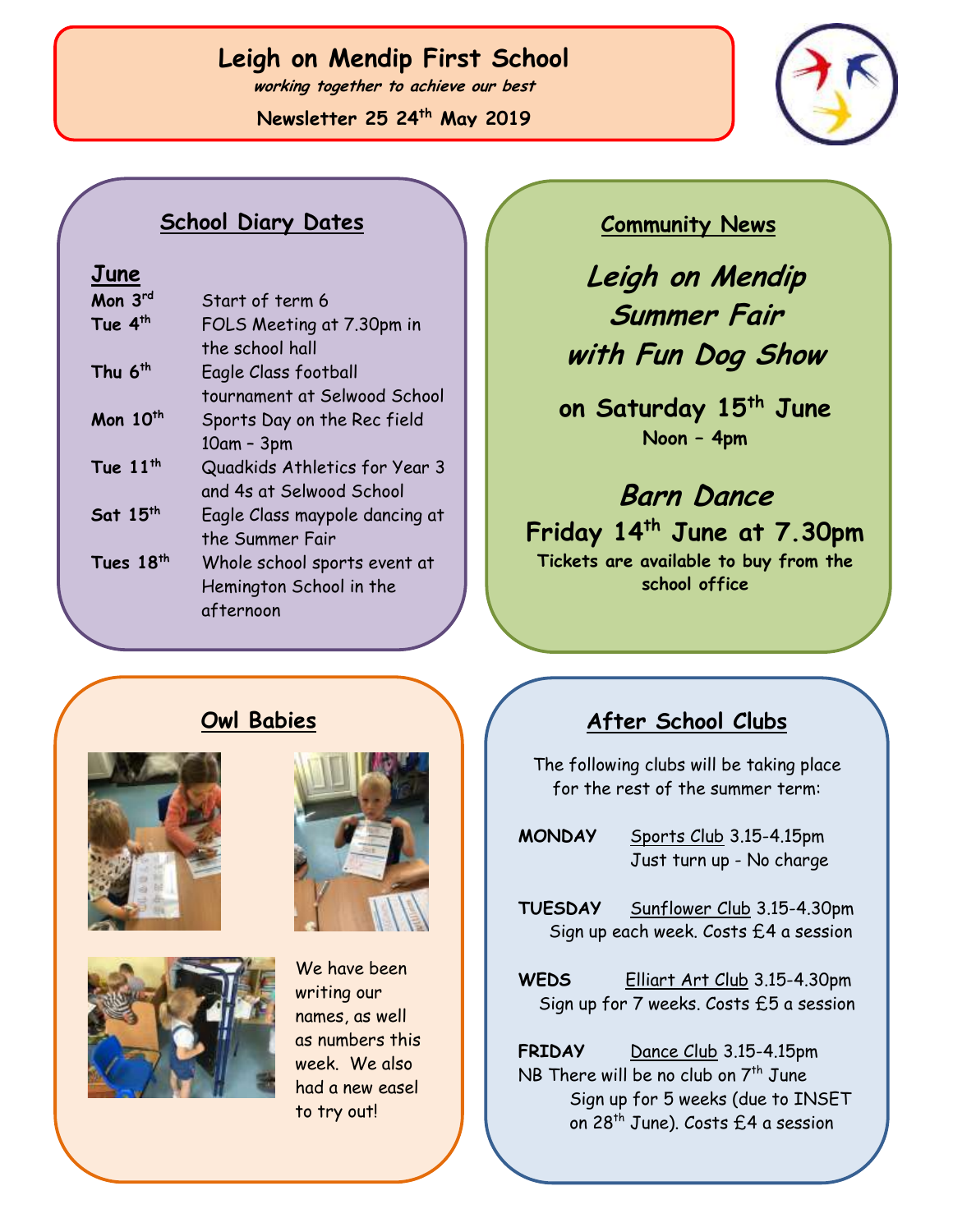# Leigh on Mendip First School

*working together to achieve our best*

**Newsletter 25 24th May 2019**

## School Diary Dates

### June

| | |
|---|---|
| **Mon 3rd** | Start of term 6 |
| **Tue 4th** | FOLS Meeting at 7.30pm in the school hall |
| **Thu 6th** | Eagle Class football tournament at Selwood School |
| **Mon 10th** | Sports Day on the Rec field 10am – 3pm |
| **Tue 11th** | Quadkids Athletics for Year 3 and 4s at Selwood School |
| **Sat 15th** | Eagle Class maypole dancing at the Summer Fair |
| **Tues 18th** | Whole school sports event at Hemington School in the afternoon |

## Community News

***Leigh on Mendip Summer Fair with Fun Dog Show***

**on Saturday 15th June**

**Noon – 4pm**

***Barn Dance***

**Friday 14th June at 7.30pm**

**Tickets are available to buy from the school office**

## Owl Babies

We have been writing our names, as well as numbers this week. We also had a new easel to try out!

## After School Clubs

The following clubs will be taking place for the rest of the summer term:

**MONDAY** Sports Club 3.15-4.15pm
Just turn up - No charge

**TUESDAY** Sunflower Club 3.15-4.30pm
Sign up each week. Costs £4 a session

**WEDS** Elliart Art Club 3.15-4.30pm
Sign up for 7 weeks. Costs £5 a session

**FRIDAY** Dance Club 3.15-4.15pm
NB There will be no club on 7th June
Sign up for 5 weeks (due to INSET on 28th June). Costs £4 a session